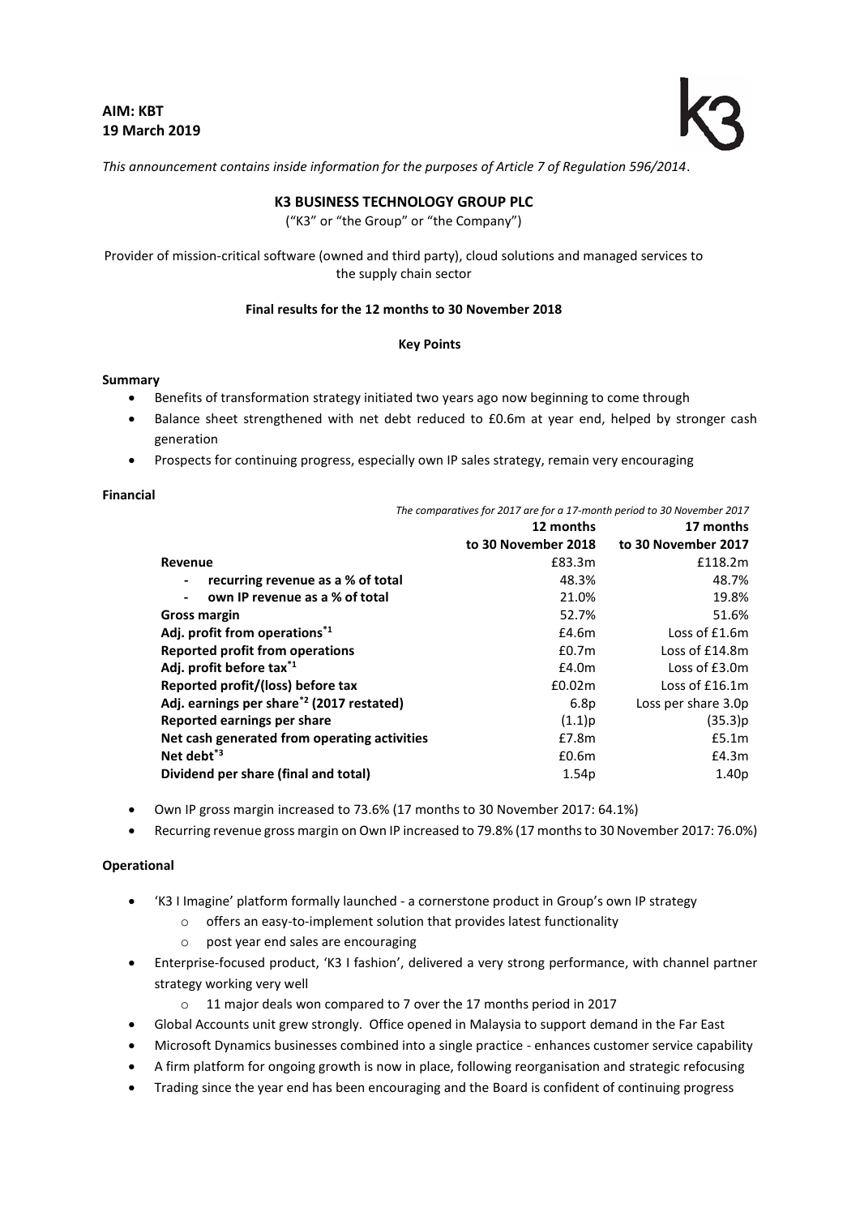**AIM: KBT**
**19 March 2019**

*This announcement contains inside information for the purposes of Article 7 of Regulation 596/2014*.

# K3 BUSINESS TECHNOLOGY GROUP PLC

("K3" or "the Group" or "the Company")

Provider of mission-critical software (owned and third party), cloud solutions and managed services to the supply chain sector

**Final results for the 12 months to 30 November 2018**

**Key Points**

**Summary**

- Benefits of transformation strategy initiated two years ago now beginning to come through
- Balance sheet strengthened with net debt reduced to £0.6m at year end, helped by stronger cash generation
- Prospects for continuing progress, especially own IP sales strategy, remain very encouraging

**Financial**

*The comparatives for 2017 are for a 17-month period to 30 November 2017*

| | 12 months to 30 November 2018 | 17 months to 30 November 2017 |
|---|---|---|
| **Revenue** | £83.3m | £118.2m |
| - **recurring revenue as a % of total** | 48.3% | 48.7% |
| - **own IP revenue as a % of total** | 21.0% | 19.8% |
| **Gross margin** | 52.7% | 51.6% |
| **Adj. profit from operations**[*1] | £4.6m | Loss of £1.6m |
| **Reported profit from operations** | £0.7m | Loss of £14.8m |
| **Adj. profit before tax**[*1] | £4.0m | Loss of £3.0m |
| **Reported profit/(loss) before tax** | £0.02m | Loss of £16.1m |
| **Adj. earnings per share**[*2] **(2017 restated)** | 6.8p | Loss per share 3.0p |
| **Reported earnings per share** | (1.1)p | (35.3)p |
| **Net cash generated from operating activities** | £7.8m | £5.1m |
| **Net debt**[*3] | £0.6m | £4.3m |
| **Dividend per share (final and total)** | 1.54p | 1.40p |

- Own IP gross margin increased to 73.6% (17 months to 30 November 2017: 64.1%)
- Recurring revenue gross margin on Own IP increased to 79.8% (17 months to 30 November 2017: 76.0%)

**Operational**

- 'K3 I Imagine' platform formally launched - a cornerstone product in Group's own IP strategy
  - offers an easy-to-implement solution that provides latest functionality
  - post year end sales are encouraging
- Enterprise-focused product, 'K3 I fashion', delivered a very strong performance, with channel partner strategy working very well
  - 11 major deals won compared to 7 over the 17 months period in 2017
- Global Accounts unit grew strongly. Office opened in Malaysia to support demand in the Far East
- Microsoft Dynamics businesses combined into a single practice - enhances customer service capability
- A firm platform for ongoing growth is now in place, following reorganisation and strategic refocusing
- Trading since the year end has been encouraging and the Board is confident of continuing progress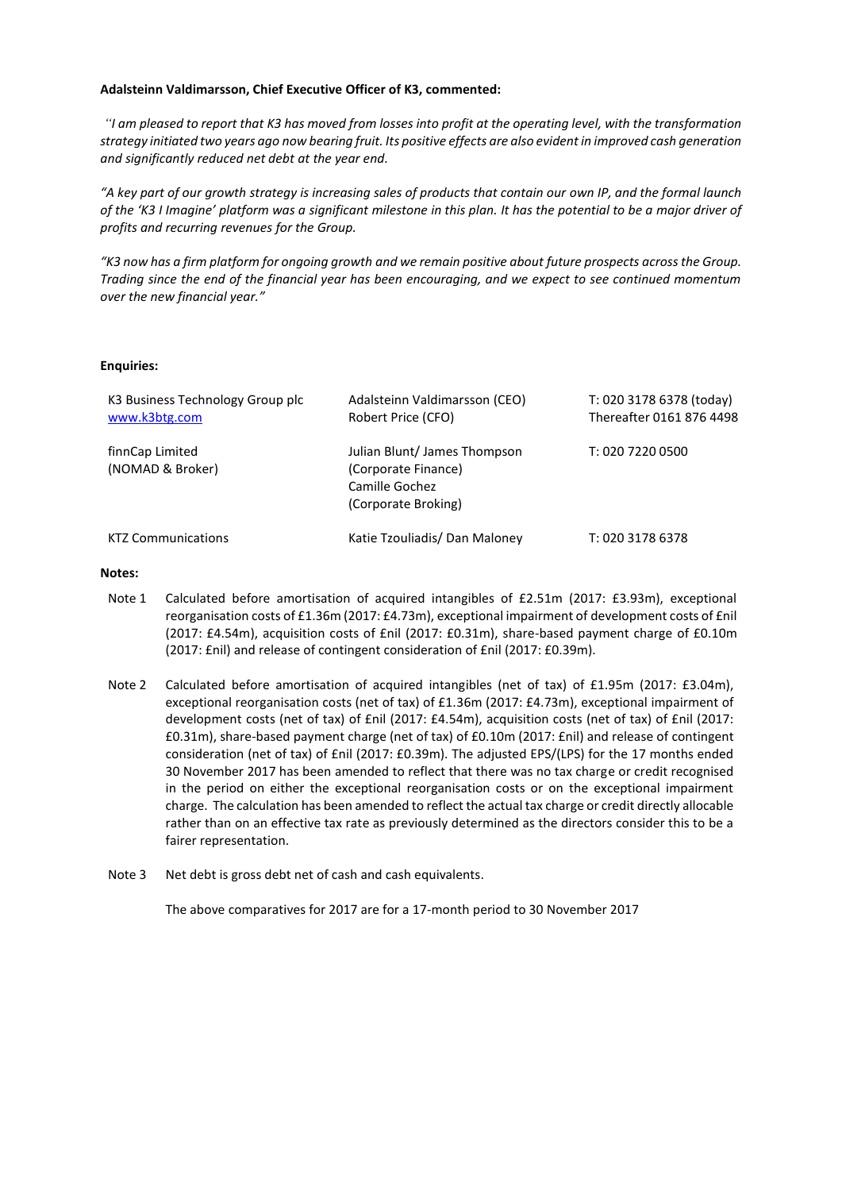**Adalsteinn Valdimarsson, Chief Executive Officer of K3, commented:**

*"I am pleased to report that K3 has moved from losses into profit at the operating level, with the transformation strategy initiated two years ago now bearing fruit. Its positive effects are also evident in improved cash generation and significantly reduced net debt at the year end.*

*"A key part of our growth strategy is increasing sales of products that contain our own IP, and the formal launch of the 'K3 I Imagine' platform was a significant milestone in this plan. It has the potential to be a major driver of profits and recurring revenues for the Group.*

*"K3 now has a firm platform for ongoing growth and we remain positive about future prospects across the Group. Trading since the end of the financial year has been encouraging, and we expect to see continued momentum over the new financial year."*

**Enquiries:**

| | | |
|---|---|---|
| K3 Business Technology Group plc<br>www.k3btg.com | Adalsteinn Valdimarsson (CEO)<br>Robert Price (CFO) | T: 020 3178 6378 (today)<br>Thereafter 0161 876 4498 |
| finnCap Limited<br>(NOMAD & Broker) | Julian Blunt/ James Thompson<br>(Corporate Finance)<br>Camille Gochez<br>(Corporate Broking) | T: 020 7220 0500 |
| KTZ Communications | Katie Tzouliadis/ Dan Maloney | T: 020 3178 6378 |

**Notes:**

Note 1 Calculated before amortisation of acquired intangibles of £2.51m (2017: £3.93m), exceptional reorganisation costs of £1.36m (2017: £4.73m), exceptional impairment of development costs of £nil (2017: £4.54m), acquisition costs of £nil (2017: £0.31m), share-based payment charge of £0.10m (2017: £nil) and release of contingent consideration of £nil (2017: £0.39m).

Note 2 Calculated before amortisation of acquired intangibles (net of tax) of £1.95m (2017: £3.04m), exceptional reorganisation costs (net of tax) of £1.36m (2017: £4.73m), exceptional impairment of development costs (net of tax) of £nil (2017: £4.54m), acquisition costs (net of tax) of £nil (2017: £0.31m), share-based payment charge (net of tax) of £0.10m (2017: £nil) and release of contingent consideration (net of tax) of £nil (2017: £0.39m). The adjusted EPS/(LPS) for the 17 months ended 30 November 2017 has been amended to reflect that there was no tax charge or credit recognised in the period on either the exceptional reorganisation costs or on the exceptional impairment charge. The calculation has been amended to reflect the actual tax charge or credit directly allocable rather than on an effective tax rate as previously determined as the directors consider this to be a fairer representation.

Note 3 Net debt is gross debt net of cash and cash equivalents.

The above comparatives for 2017 are for a 17-month period to 30 November 2017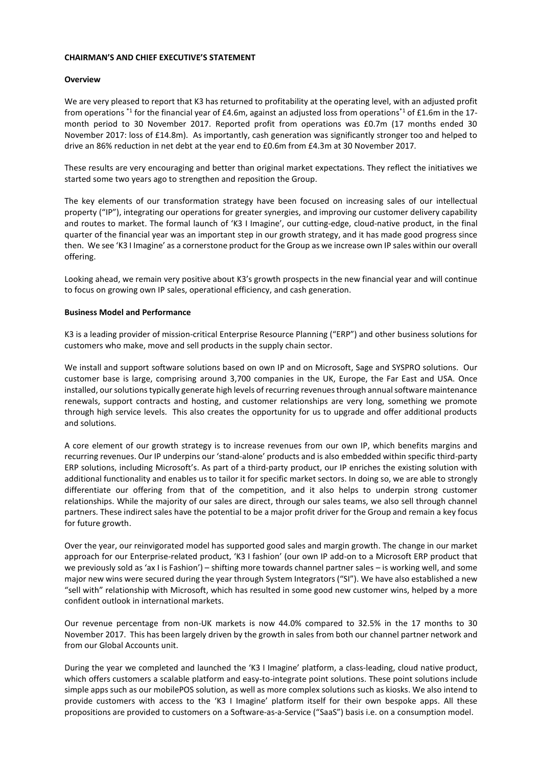**CHAIRMAN'S AND CHIEF EXECUTIVE'S STATEMENT**

**Overview**

We are very pleased to report that K3 has returned to profitability at the operating level, with an adjusted profit from operations *[1] for the financial year of £4.6m, against an adjusted loss from operations*[1] of £1.6m in the 17-month period to 30 November 2017. Reported profit from operations was £0.7m (17 months ended 30 November 2017: loss of £14.8m). As importantly, cash generation was significantly stronger too and helped to drive an 86% reduction in net debt at the year end to £0.6m from £4.3m at 30 November 2017.

These results are very encouraging and better than original market expectations. They reflect the initiatives we started some two years ago to strengthen and reposition the Group.

The key elements of our transformation strategy have been focused on increasing sales of our intellectual property ("IP"), integrating our operations for greater synergies, and improving our customer delivery capability and routes to market. The formal launch of 'K3 I Imagine', our cutting-edge, cloud-native product, in the final quarter of the financial year was an important step in our growth strategy, and it has made good progress since then. We see 'K3 I Imagine' as a cornerstone product for the Group as we increase own IP sales within our overall offering.

Looking ahead, we remain very positive about K3's growth prospects in the new financial year and will continue to focus on growing own IP sales, operational efficiency, and cash generation.

**Business Model and Performance**

K3 is a leading provider of mission-critical Enterprise Resource Planning ("ERP") and other business solutions for customers who make, move and sell products in the supply chain sector.

We install and support software solutions based on own IP and on Microsoft, Sage and SYSPRO solutions. Our customer base is large, comprising around 3,700 companies in the UK, Europe, the Far East and USA. Once installed, our solutions typically generate high levels of recurring revenues through annual software maintenance renewals, support contracts and hosting, and customer relationships are very long, something we promote through high service levels. This also creates the opportunity for us to upgrade and offer additional products and solutions.

A core element of our growth strategy is to increase revenues from our own IP, which benefits margins and recurring revenues. Our IP underpins our 'stand-alone' products and is also embedded within specific third-party ERP solutions, including Microsoft's. As part of a third-party product, our IP enriches the existing solution with additional functionality and enables us to tailor it for specific market sectors. In doing so, we are able to strongly differentiate our offering from that of the competition, and it also helps to underpin strong customer relationships. While the majority of our sales are direct, through our sales teams, we also sell through channel partners. These indirect sales have the potential to be a major profit driver for the Group and remain a key focus for future growth.

Over the year, our reinvigorated model has supported good sales and margin growth. The change in our market approach for our Enterprise-related product, 'K3 I fashion' (our own IP add-on to a Microsoft ERP product that we previously sold as 'ax I is Fashion') – shifting more towards channel partner sales – is working well, and some major new wins were secured during the year through System Integrators ("SI"). We have also established a new "sell with" relationship with Microsoft, which has resulted in some good new customer wins, helped by a more confident outlook in international markets.

Our revenue percentage from non-UK markets is now 44.0% compared to 32.5% in the 17 months to 30 November 2017. This has been largely driven by the growth in sales from both our channel partner network and from our Global Accounts unit.

During the year we completed and launched the 'K3 I Imagine' platform, a class-leading, cloud native product, which offers customers a scalable platform and easy-to-integrate point solutions. These point solutions include simple apps such as our mobilePOS solution, as well as more complex solutions such as kiosks. We also intend to provide customers with access to the 'K3 I Imagine' platform itself for their own bespoke apps. All these propositions are provided to customers on a Software-as-a-Service ("SaaS") basis i.e. on a consumption model.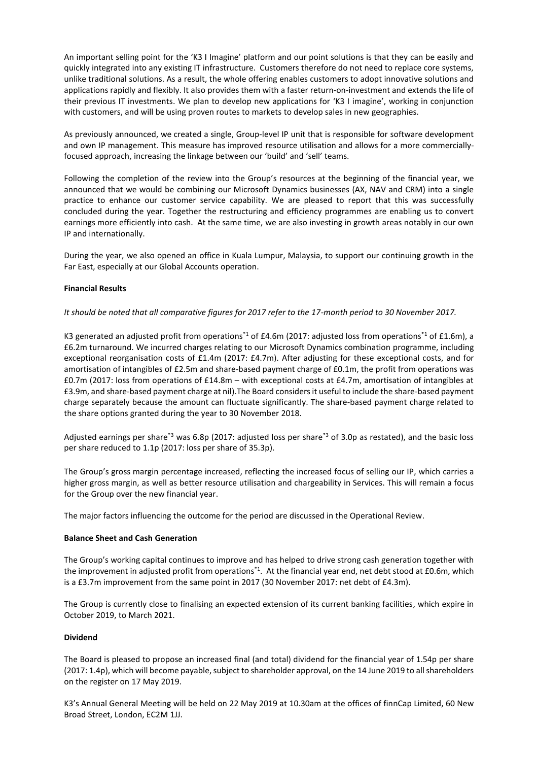An important selling point for the 'K3 I Imagine' platform and our point solutions is that they can be easily and quickly integrated into any existing IT infrastructure. Customers therefore do not need to replace core systems, unlike traditional solutions. As a result, the whole offering enables customers to adopt innovative solutions and applications rapidly and flexibly. It also provides them with a faster return-on-investment and extends the life of their previous IT investments. We plan to develop new applications for 'K3 I imagine', working in conjunction with customers, and will be using proven routes to markets to develop sales in new geographies.

As previously announced, we created a single, Group-level IP unit that is responsible for software development and own IP management. This measure has improved resource utilisation and allows for a more commercially-focused approach, increasing the linkage between our 'build' and 'sell' teams.

Following the completion of the review into the Group's resources at the beginning of the financial year, we announced that we would be combining our Microsoft Dynamics businesses (AX, NAV and CRM) into a single practice to enhance our customer service capability. We are pleased to report that this was successfully concluded during the year. Together the restructuring and efficiency programmes are enabling us to convert earnings more efficiently into cash. At the same time, we are also investing in growth areas notably in our own IP and internationally.

During the year, we also opened an office in Kuala Lumpur, Malaysia, to support our continuing growth in the Far East, especially at our Global Accounts operation.

**Financial Results**

*It should be noted that all comparative figures for 2017 refer to the 17-month period to 30 November 2017.*

K3 generated an adjusted profit from operations*[1] of £4.6m (2017: adjusted loss from operations*[1] of £1.6m), a £6.2m turnaround. We incurred charges relating to our Microsoft Dynamics combination programme, including exceptional reorganisation costs of £1.4m (2017: £4.7m). After adjusting for these exceptional costs, and for amortisation of intangibles of £2.5m and share-based payment charge of £0.1m, the profit from operations was £0.7m (2017: loss from operations of £14.8m – with exceptional costs at £4.7m, amortisation of intangibles at £3.9m, and share-based payment charge at nil).The Board considers it useful to include the share-based payment charge separately because the amount can fluctuate significantly. The share-based payment charge related to the share options granted during the year to 30 November 2018.

Adjusted earnings per share*[3] was 6.8p (2017: adjusted loss per share*[3] of 3.0p as restated), and the basic loss per share reduced to 1.1p (2017: loss per share of 35.3p).

The Group's gross margin percentage increased, reflecting the increased focus of selling our IP, which carries a higher gross margin, as well as better resource utilisation and chargeability in Services. This will remain a focus for the Group over the new financial year.

The major factors influencing the outcome for the period are discussed in the Operational Review.

**Balance Sheet and Cash Generation**

The Group's working capital continues to improve and has helped to drive strong cash generation together with the improvement in adjusted profit from operations*[1]. At the financial year end, net debt stood at £0.6m, which is a £3.7m improvement from the same point in 2017 (30 November 2017: net debt of £4.3m).

The Group is currently close to finalising an expected extension of its current banking facilities, which expire in October 2019, to March 2021.

**Dividend**

The Board is pleased to propose an increased final (and total) dividend for the financial year of 1.54p per share (2017: 1.4p), which will become payable, subject to shareholder approval, on the 14 June 2019 to all shareholders on the register on 17 May 2019.

K3's Annual General Meeting will be held on 22 May 2019 at 10.30am at the offices of finnCap Limited, 60 New Broad Street, London, EC2M 1JJ.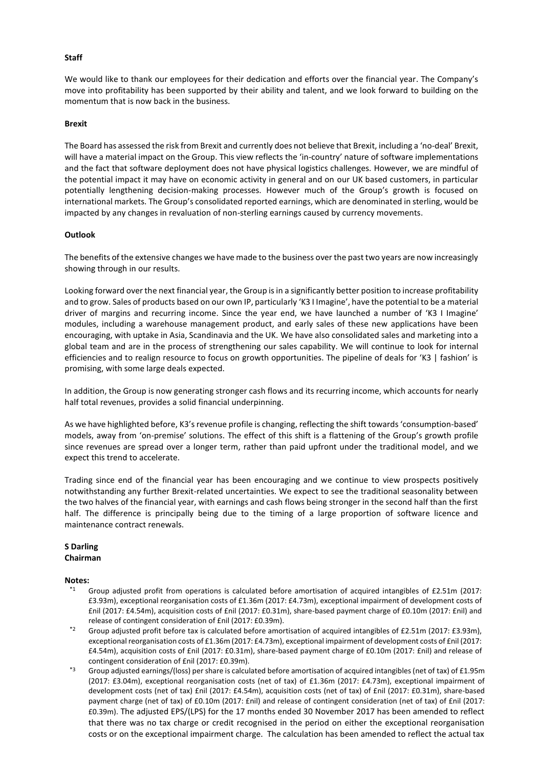**Staff**

We would like to thank our employees for their dedication and efforts over the financial year. The Company's move into profitability has been supported by their ability and talent, and we look forward to building on the momentum that is now back in the business.

**Brexit**

The Board has assessed the risk from Brexit and currently does not believe that Brexit, including a 'no-deal' Brexit, will have a material impact on the Group. This view reflects the 'in-country' nature of software implementations and the fact that software deployment does not have physical logistics challenges. However, we are mindful of the potential impact it may have on economic activity in general and on our UK based customers, in particular potentially lengthening decision-making processes. However much of the Group's growth is focused on international markets. The Group's consolidated reported earnings, which are denominated in sterling, would be impacted by any changes in revaluation of non-sterling earnings caused by currency movements.

**Outlook**

The benefits of the extensive changes we have made to the business over the past two years are now increasingly showing through in our results.

Looking forward over the next financial year, the Group is in a significantly better position to increase profitability and to grow. Sales of products based on our own IP, particularly 'K3 I Imagine', have the potential to be a material driver of margins and recurring income. Since the year end, we have launched a number of 'K3 I Imagine' modules, including a warehouse management product, and early sales of these new applications have been encouraging, with uptake in Asia, Scandinavia and the UK. We have also consolidated sales and marketing into a global team and are in the process of strengthening our sales capability. We will continue to look for internal efficiencies and to realign resource to focus on growth opportunities. The pipeline of deals for 'K3 | fashion' is promising, with some large deals expected.

In addition, the Group is now generating stronger cash flows and its recurring income, which accounts for nearly half total revenues, provides a solid financial underpinning.

As we have highlighted before, K3's revenue profile is changing, reflecting the shift towards 'consumption-based' models, away from 'on-premise' solutions. The effect of this shift is a flattening of the Group's growth profile since revenues are spread over a longer term, rather than paid upfront under the traditional model, and we expect this trend to accelerate.

Trading since end of the financial year has been encouraging and we continue to view prospects positively notwithstanding any further Brexit-related uncertainties. We expect to see the traditional seasonality between the two halves of the financial year, with earnings and cash flows being stronger in the second half than the first half. The difference is principally being due to the timing of a large proportion of software licence and maintenance contract renewals.

**S Darling**
**Chairman**

**Notes:**

- *1 Group adjusted profit from operations is calculated before amortisation of acquired intangibles of £2.51m (2017: £3.93m), exceptional reorganisation costs of £1.36m (2017: £4.73m), exceptional impairment of development costs of £nil (2017: £4.54m), acquisition costs of £nil (2017: £0.31m), share-based payment charge of £0.10m (2017: £nil) and release of contingent consideration of £nil (2017: £0.39m).
- *2 Group adjusted profit before tax is calculated before amortisation of acquired intangibles of £2.51m (2017: £3.93m), exceptional reorganisation costs of £1.36m (2017: £4.73m), exceptional impairment of development costs of £nil (2017: £4.54m), acquisition costs of £nil (2017: £0.31m), share-based payment charge of £0.10m (2017: £nil) and release of contingent consideration of £nil (2017: £0.39m).
- *3 Group adjusted earnings/(loss) per share is calculated before amortisation of acquired intangibles (net of tax) of £1.95m (2017: £3.04m), exceptional reorganisation costs (net of tax) of £1.36m (2017: £4.73m), exceptional impairment of development costs (net of tax) £nil (2017: £4.54m), acquisition costs (net of tax) of £nil (2017: £0.31m), share-based payment charge (net of tax) of £0.10m (2017: £nil) and release of contingent consideration (net of tax) of £nil (2017: £0.39m). The adjusted EPS/(LPS) for the 17 months ended 30 November 2017 has been amended to reflect that there was no tax charge or credit recognised in the period on either the exceptional reorganisation costs or on the exceptional impairment charge. The calculation has been amended to reflect the actual tax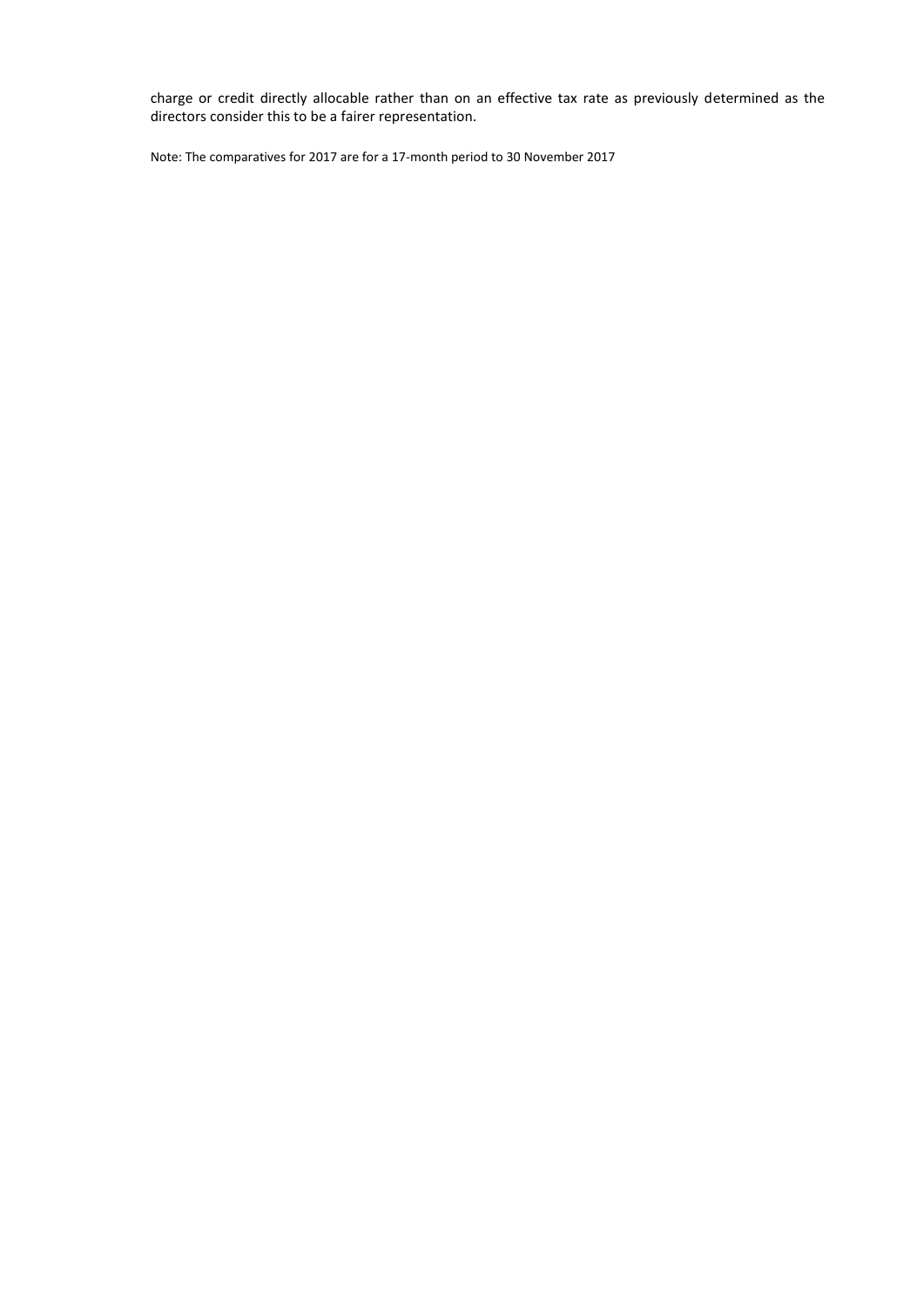charge or credit directly allocable rather than on an effective tax rate as previously determined as the directors consider this to be a fairer representation.

Note: The comparatives for 2017 are for a 17-month period to 30 November 2017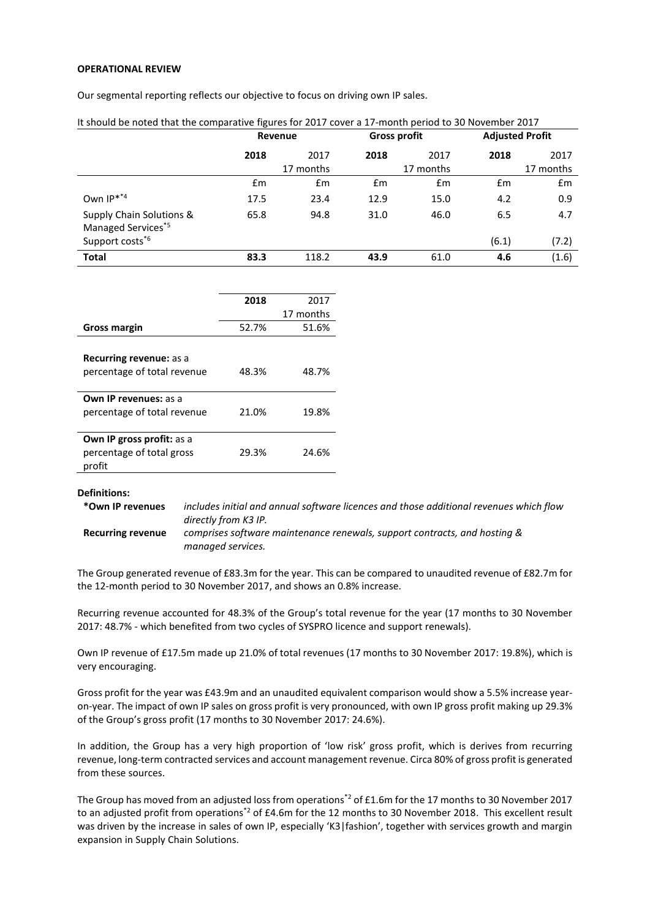**OPERATIONAL REVIEW**

Our segmental reporting reflects our objective to focus on driving own IP sales.

It should be noted that the comparative figures for 2017 cover a 17-month period to 30 November 2017

| | Revenue | | Gross profit | | Adjusted Profit | |
|---|---|---|---|---|---|---|
| | **2018** | 2017 17 months | **2018** | 2017 17 months | **2018** | 2017 17 months |
| | £m | £m | £m | £m | £m | £m |
| Own IP*[*4] | 17.5 | 23.4 | 12.9 | 15.0 | 4.2 | 0.9 |
| Supply Chain Solutions & Managed Services[*5] | 65.8 | 94.8 | 31.0 | 46.0 | 6.5 | 4.7 |
| Support costs[*6] | | | | | (6.1) | (7.2) |
| **Total** | **83.3** | 118.2 | **43.9** | 61.0 | **4.6** | (1.6) |

| | **2018** | 2017 17 months |
|---|---|---|
| **Gross margin** | 52.7% | 51.6% |
| **Recurring revenue:** as a percentage of total revenue | 48.3% | 48.7% |
| **Own IP revenues:** as a percentage of total revenue | 21.0% | 19.8% |
| **Own IP gross profit:** as a percentage of total gross profit | 29.3% | 24.6% |

**Definitions:**

**\*Own IP revenues** *includes initial and annual software licences and those additional revenues which flow directly from K3 IP.*

**Recurring revenue** *comprises software maintenance renewals, support contracts, and hosting & managed services.*

The Group generated revenue of £83.3m for the year. This can be compared to unaudited revenue of £82.7m for the 12-month period to 30 November 2017, and shows an 0.8% increase.

Recurring revenue accounted for 48.3% of the Group's total revenue for the year (17 months to 30 November 2017: 48.7% - which benefited from two cycles of SYSPRO licence and support renewals).

Own IP revenue of £17.5m made up 21.0% of total revenues (17 months to 30 November 2017: 19.8%), which is very encouraging.

Gross profit for the year was £43.9m and an unaudited equivalent comparison would show a 5.5% increase year-on-year. The impact of own IP sales on gross profit is very pronounced, with own IP gross profit making up 29.3% of the Group's gross profit (17 months to 30 November 2017: 24.6%).

In addition, the Group has a very high proportion of 'low risk' gross profit, which is derives from recurring revenue, long-term contracted services and account management revenue. Circa 80% of gross profit is generated from these sources.

The Group has moved from an adjusted loss from operations[*2] of £1.6m for the 17 months to 30 November 2017 to an adjusted profit from operations[*2] of £4.6m for the 12 months to 30 November 2018. This excellent result was driven by the increase in sales of own IP, especially 'K3|fashion', together with services growth and margin expansion in Supply Chain Solutions.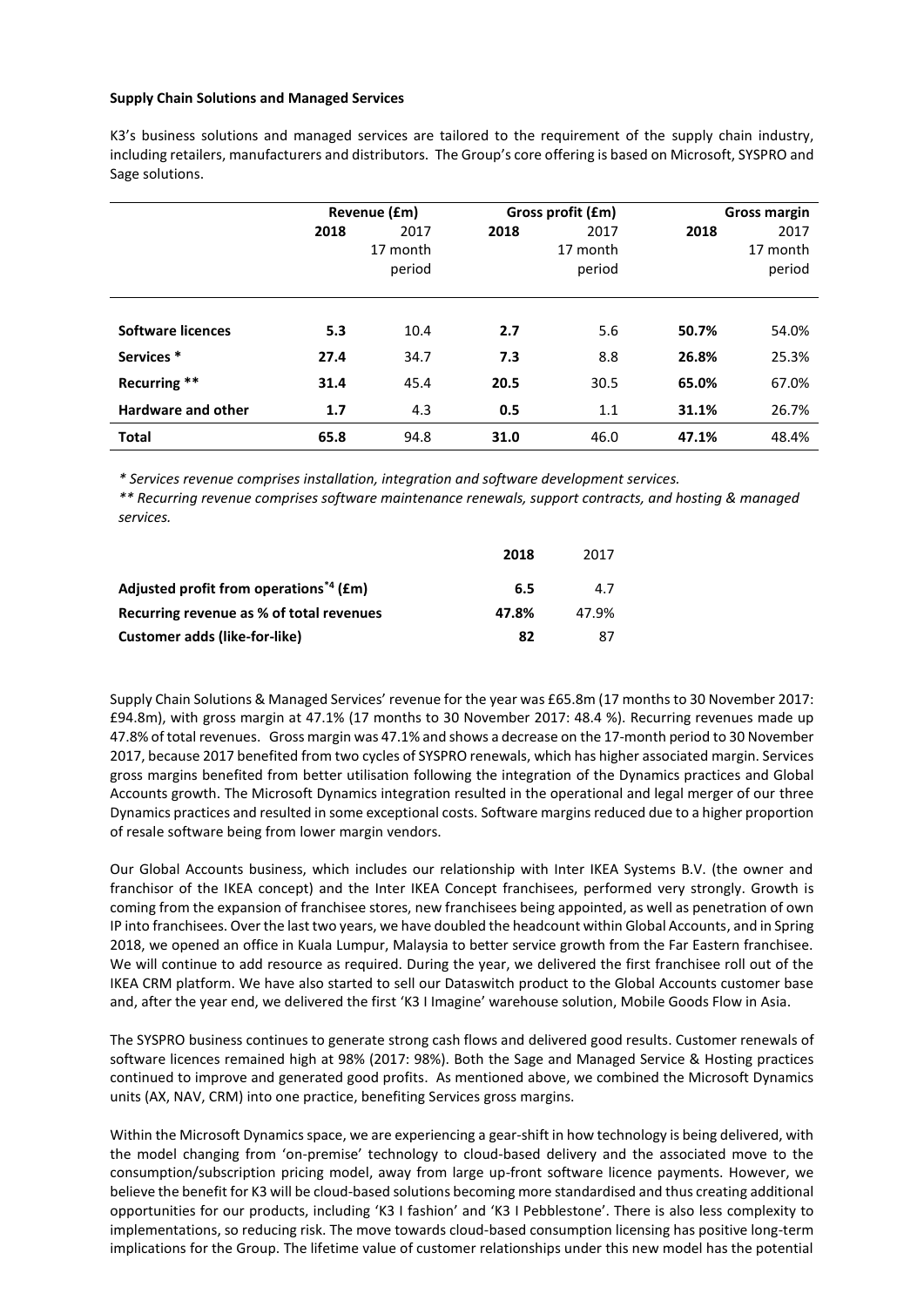**Supply Chain Solutions and Managed Services**

K3's business solutions and managed services are tailored to the requirement of the supply chain industry, including retailers, manufacturers and distributors. The Group's core offering is based on Microsoft, SYSPRO and Sage solutions.

| | Revenue (£m) | | Gross profit (£m) | | Gross margin | |
|---|---|---|---|---|---|---|
| | **2018** | 2017 17 month period | **2018** | 2017 17 month period | **2018** | 2017 17 month period |
| **Software licences** | **5.3** | 10.4 | **2.7** | 5.6 | **50.7%** | 54.0% |
| **Services** * | **27.4** | 34.7 | **7.3** | 8.8 | **26.8%** | 25.3% |
| **Recurring** ** | **31.4** | 45.4 | **20.5** | 30.5 | **65.0%** | 67.0% |
| **Hardware and other** | **1.7** | 4.3 | **0.5** | 1.1 | **31.1%** | 26.7% |
| **Total** | **65.8** | 94.8 | **31.0** | 46.0 | **47.1%** | 48.4% |

*\* Services revenue comprises installation, integration and software development services.*

*\*\* Recurring revenue comprises software maintenance renewals, support contracts, and hosting & managed services.*

| | **2018** | 2017 |
|---|---|---|
| **Adjusted profit from operations*[4] (£m)** | **6.5** | 4.7 |
| **Recurring revenue as % of total revenues** | **47.8%** | 47.9% |
| **Customer adds (like-for-like)** | **82** | 87 |

Supply Chain Solutions & Managed Services' revenue for the year was £65.8m (17 months to 30 November 2017: £94.8m), with gross margin at 47.1% (17 months to 30 November 2017: 48.4 %). Recurring revenues made up 47.8% of total revenues. Gross margin was 47.1% and shows a decrease on the 17-month period to 30 November 2017, because 2017 benefited from two cycles of SYSPRO renewals, which has higher associated margin. Services gross margins benefited from better utilisation following the integration of the Dynamics practices and Global Accounts growth. The Microsoft Dynamics integration resulted in the operational and legal merger of our three Dynamics practices and resulted in some exceptional costs. Software margins reduced due to a higher proportion of resale software being from lower margin vendors.

Our Global Accounts business, which includes our relationship with Inter IKEA Systems B.V. (the owner and franchisor of the IKEA concept) and the Inter IKEA Concept franchisees, performed very strongly. Growth is coming from the expansion of franchisee stores, new franchisees being appointed, as well as penetration of own IP into franchisees. Over the last two years, we have doubled the headcount within Global Accounts, and in Spring 2018, we opened an office in Kuala Lumpur, Malaysia to better service growth from the Far Eastern franchisee. We will continue to add resource as required. During the year, we delivered the first franchisee roll out of the IKEA CRM platform. We have also started to sell our Dataswitch product to the Global Accounts customer base and, after the year end, we delivered the first 'K3 I Imagine' warehouse solution, Mobile Goods Flow in Asia.

The SYSPRO business continues to generate strong cash flows and delivered good results. Customer renewals of software licences remained high at 98% (2017: 98%). Both the Sage and Managed Service & Hosting practices continued to improve and generated good profits. As mentioned above, we combined the Microsoft Dynamics units (AX, NAV, CRM) into one practice, benefiting Services gross margins.

Within the Microsoft Dynamics space, we are experiencing a gear-shift in how technology is being delivered, with the model changing from 'on-premise' technology to cloud-based delivery and the associated move to the consumption/subscription pricing model, away from large up-front software licence payments. However, we believe the benefit for K3 will be cloud-based solutions becoming more standardised and thus creating additional opportunities for our products, including 'K3 I fashion' and 'K3 I Pebblestone'. There is also less complexity to implementations, so reducing risk. The move towards cloud-based consumption licensing has positive long-term implications for the Group. The lifetime value of customer relationships under this new model has the potential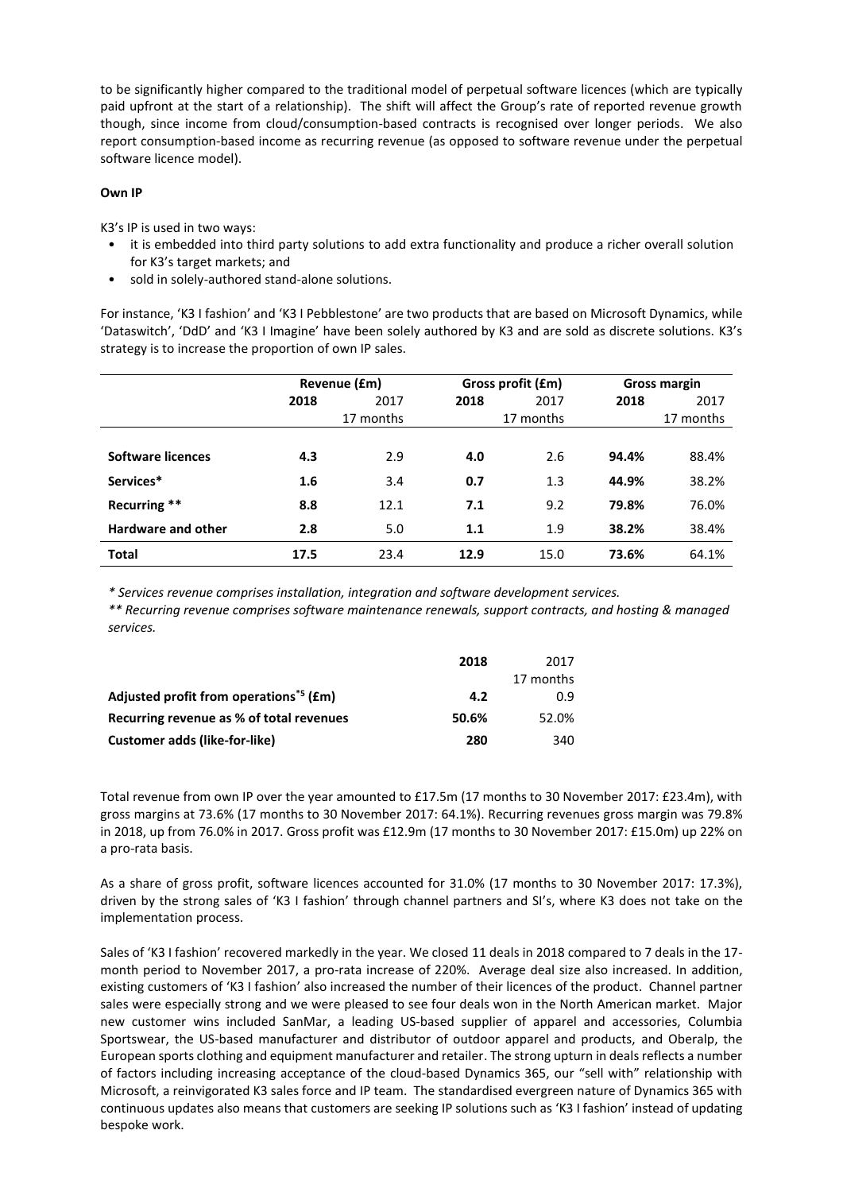to be significantly higher compared to the traditional model of perpetual software licences (which are typically paid upfront at the start of a relationship). The shift will affect the Group's rate of reported revenue growth though, since income from cloud/consumption-based contracts is recognised over longer periods. We also report consumption-based income as recurring revenue (as opposed to software revenue under the perpetual software licence model).

**Own IP**

K3's IP is used in two ways:

- it is embedded into third party solutions to add extra functionality and produce a richer overall solution for K3's target markets; and
- sold in solely-authored stand-alone solutions.

For instance, 'K3 I fashion' and 'K3 I Pebblestone' are two products that are based on Microsoft Dynamics, while 'Dataswitch', 'DdD' and 'K3 I Imagine' have been solely authored by K3 and are sold as discrete solutions. K3's strategy is to increase the proportion of own IP sales.

| | Revenue (£m) | | Gross profit (£m) | | Gross margin | |
|---|---|---|---|---|---|---|
| | **2018** | 2017<br>17 months | **2018** | 2017<br>17 months | **2018** | 2017<br>17 months |
| **Software licences** | **4.3** | 2.9 | **4.0** | 2.6 | **94.4%** | 88.4% |
| **Services*** | **1.6** | 3.4 | **0.7** | 1.3 | **44.9%** | 38.2% |
| **Recurring **** | **8.8** | 12.1 | **7.1** | 9.2 | **79.8%** | 76.0% |
| **Hardware and other** | **2.8** | 5.0 | **1.1** | 1.9 | **38.2%** | 38.4% |
| **Total** | **17.5** | 23.4 | **12.9** | 15.0 | **73.6%** | 64.1% |

*\* Services revenue comprises installation, integration and software development services.*

*\*\* Recurring revenue comprises software maintenance renewals, support contracts, and hosting & managed services.*

| | **2018** | 2017<br>17 months |
|---|---|---|
| **Adjusted profit from operations*5 (£m)** | **4.2** | 0.9 |
| **Recurring revenue as % of total revenues** | **50.6%** | 52.0% |
| **Customer adds (like-for-like)** | **280** | 340 |

Total revenue from own IP over the year amounted to £17.5m (17 months to 30 November 2017: £23.4m), with gross margins at 73.6% (17 months to 30 November 2017: 64.1%). Recurring revenues gross margin was 79.8% in 2018, up from 76.0% in 2017. Gross profit was £12.9m (17 months to 30 November 2017: £15.0m) up 22% on a pro-rata basis.

As a share of gross profit, software licences accounted for 31.0% (17 months to 30 November 2017: 17.3%), driven by the strong sales of 'K3 I fashion' through channel partners and SI's, where K3 does not take on the implementation process.

Sales of 'K3 I fashion' recovered markedly in the year. We closed 11 deals in 2018 compared to 7 deals in the 17-month period to November 2017, a pro-rata increase of 220%. Average deal size also increased. In addition, existing customers of 'K3 I fashion' also increased the number of their licences of the product. Channel partner sales were especially strong and we were pleased to see four deals won in the North American market. Major new customer wins included SanMar, a leading US-based supplier of apparel and accessories, Columbia Sportswear, the US-based manufacturer and distributor of outdoor apparel and products, and Oberalp, the European sports clothing and equipment manufacturer and retailer. The strong upturn in deals reflects a number of factors including increasing acceptance of the cloud-based Dynamics 365, our "sell with" relationship with Microsoft, a reinvigorated K3 sales force and IP team. The standardised evergreen nature of Dynamics 365 with continuous updates also means that customers are seeking IP solutions such as 'K3 I fashion' instead of updating bespoke work.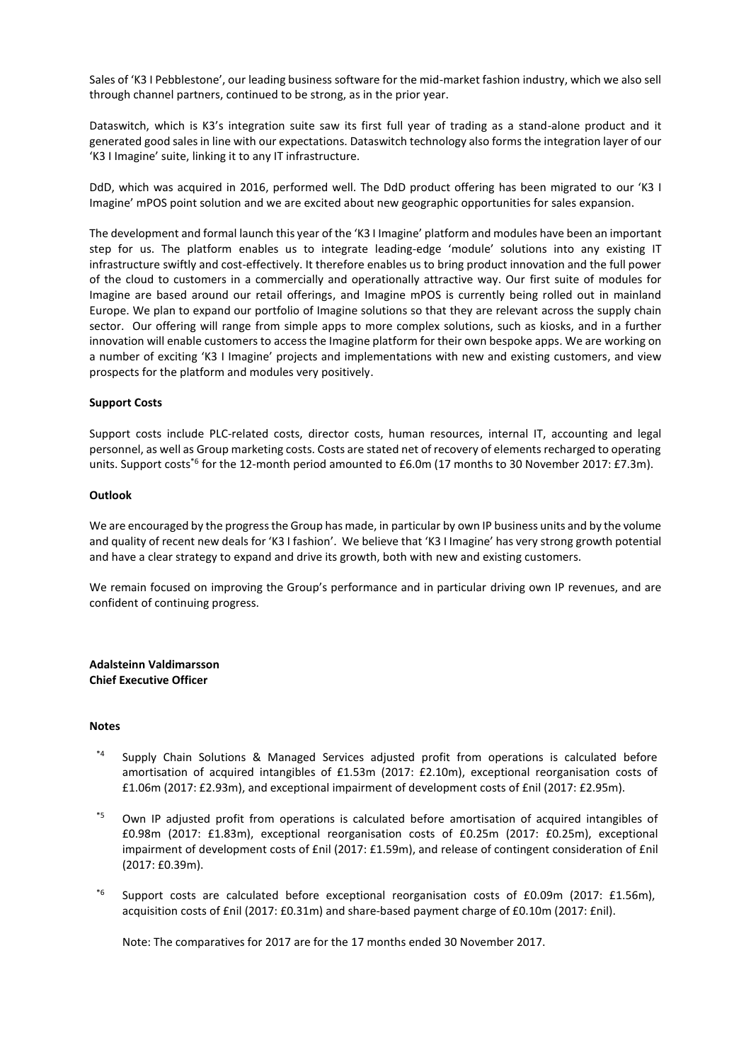Sales of 'K3 I Pebblestone', our leading business software for the mid-market fashion industry, which we also sell through channel partners, continued to be strong, as in the prior year.

Dataswitch, which is K3's integration suite saw its first full year of trading as a stand-alone product and it generated good sales in line with our expectations. Dataswitch technology also forms the integration layer of our 'K3 I Imagine' suite, linking it to any IT infrastructure.

DdD, which was acquired in 2016, performed well. The DdD product offering has been migrated to our 'K3 I Imagine' mPOS point solution and we are excited about new geographic opportunities for sales expansion.

The development and formal launch this year of the 'K3 I Imagine' platform and modules have been an important step for us. The platform enables us to integrate leading-edge 'module' solutions into any existing IT infrastructure swiftly and cost-effectively. It therefore enables us to bring product innovation and the full power of the cloud to customers in a commercially and operationally attractive way. Our first suite of modules for Imagine are based around our retail offerings, and Imagine mPOS is currently being rolled out in mainland Europe. We plan to expand our portfolio of Imagine solutions so that they are relevant across the supply chain sector. Our offering will range from simple apps to more complex solutions, such as kiosks, and in a further innovation will enable customers to access the Imagine platform for their own bespoke apps. We are working on a number of exciting 'K3 I Imagine' projects and implementations with new and existing customers, and view prospects for the platform and modules very positively.

**Support Costs**

Support costs include PLC-related costs, director costs, human resources, internal IT, accounting and legal personnel, as well as Group marketing costs. Costs are stated net of recovery of elements recharged to operating units. Support costs[*6] for the 12-month period amounted to £6.0m (17 months to 30 November 2017: £7.3m).

**Outlook**

We are encouraged by the progress the Group has made, in particular by own IP business units and by the volume and quality of recent new deals for 'K3 I fashion'. We believe that 'K3 I Imagine' has very strong growth potential and have a clear strategy to expand and drive its growth, both with new and existing customers.

We remain focused on improving the Group's performance and in particular driving own IP revenues, and are confident of continuing progress.

**Adalsteinn Valdimarsson**
**Chief Executive Officer**

**Notes**

- [*4] Supply Chain Solutions & Managed Services adjusted profit from operations is calculated before amortisation of acquired intangibles of £1.53m (2017: £2.10m), exceptional reorganisation costs of £1.06m (2017: £2.93m), and exceptional impairment of development costs of £nil (2017: £2.95m).
- [*5] Own IP adjusted profit from operations is calculated before amortisation of acquired intangibles of £0.98m (2017: £1.83m), exceptional reorganisation costs of £0.25m (2017: £0.25m), exceptional impairment of development costs of £nil (2017: £1.59m), and release of contingent consideration of £nil (2017: £0.39m).
- [*6] Support costs are calculated before exceptional reorganisation costs of £0.09m (2017: £1.56m), acquisition costs of £nil (2017: £0.31m) and share-based payment charge of £0.10m (2017: £nil).

Note: The comparatives for 2017 are for the 17 months ended 30 November 2017.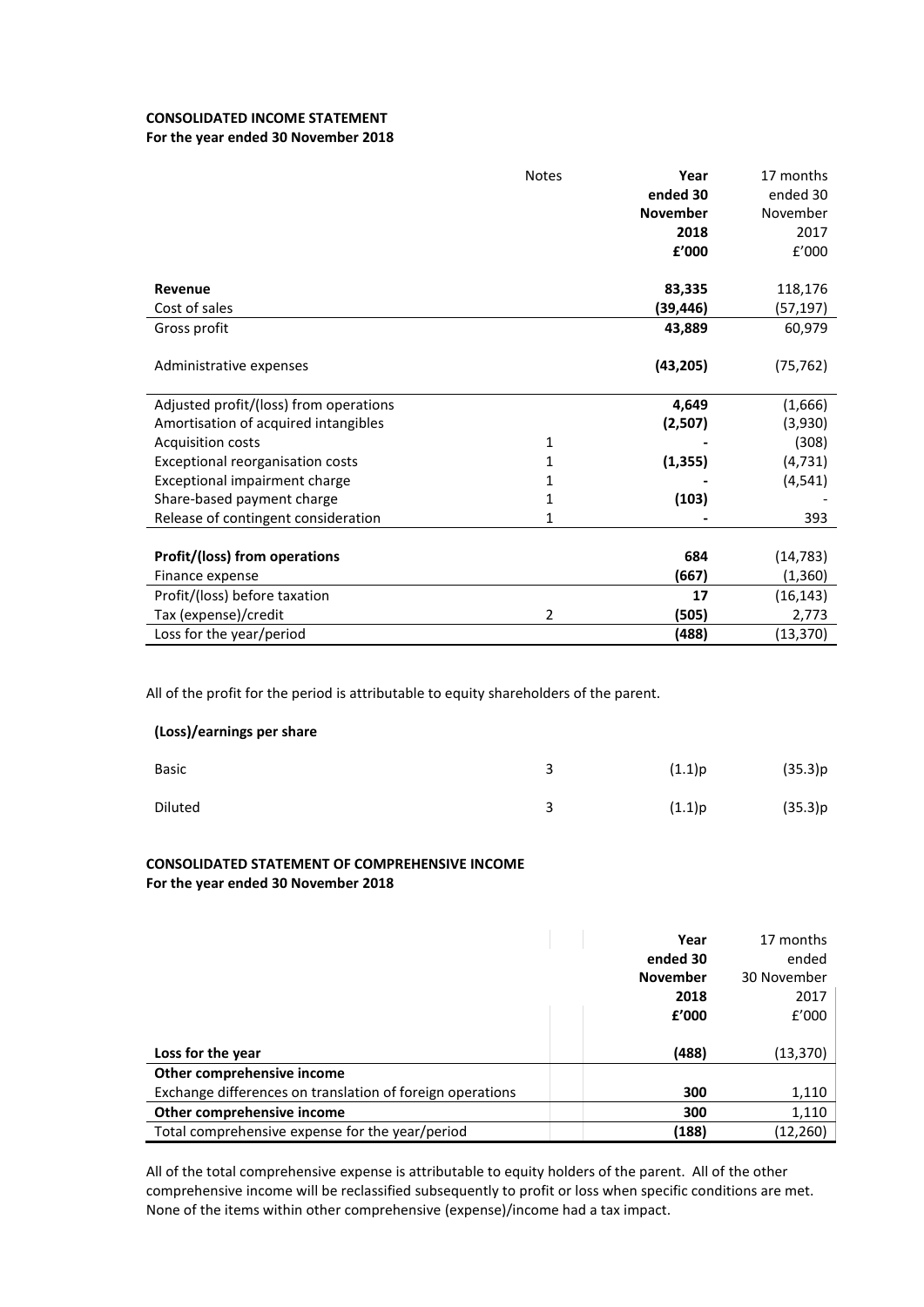**CONSOLIDATED INCOME STATEMENT**
**For the year ended 30 November 2018**

| | Notes | **Year ended 30 November 2018 £'000** | 17 months ended 30 November 2017 £'000 |
|---|---|---|---|
| **Revenue** | | **83,335** | 118,176 |
| Cost of sales | | **(39,446)** | (57,197) |
| Gross profit | | **43,889** | 60,979 |
| Administrative expenses | | **(43,205)** | (75,762) |
| Adjusted profit/(loss) from operations | | **4,649** | (1,666) |
| Amortisation of acquired intangibles | | **(2,507)** | (3,930) |
| Acquisition costs | 1 | **-** | (308) |
| Exceptional reorganisation costs | 1 | **(1,355)** | (4,731) |
| Exceptional impairment charge | 1 | **-** | (4,541) |
| Share-based payment charge | 1 | **(103)** | - |
| Release of contingent consideration | 1 | **-** | 393 |
| **Profit/(loss) from operations** | | **684** | (14,783) |
| Finance expense | | **(667)** | (1,360) |
| Profit/(loss) before taxation | | **17** | (16,143) |
| Tax (expense)/credit | 2 | **(505)** | 2,773 |
| Loss for the year/period | | **(488)** | (13,370) |

All of the profit for the period is attributable to equity shareholders of the parent.

**(Loss)/earnings per share**

| | | | |
|---|---|---|---|
| Basic | 3 | (1.1)p | (35.3)p |
| Diluted | 3 | (1.1)p | (35.3)p |

**CONSOLIDATED STATEMENT OF COMPREHENSIVE INCOME**
**For the year ended 30 November 2018**

| | **Year ended 30 November 2018 £'000** | 17 months ended 30 November 2017 £'000 |
|---|---|---|
| **Loss for the year** | **(488)** | (13,370) |
| **Other comprehensive income** | | |
| Exchange differences on translation of foreign operations | **300** | 1,110 |
| **Other comprehensive income** | **300** | 1,110 |
| Total comprehensive expense for the year/period | **(188)** | (12,260) |

All of the total comprehensive expense is attributable to equity holders of the parent. All of the other comprehensive income will be reclassified subsequently to profit or loss when specific conditions are met. None of the items within other comprehensive (expense)/income had a tax impact.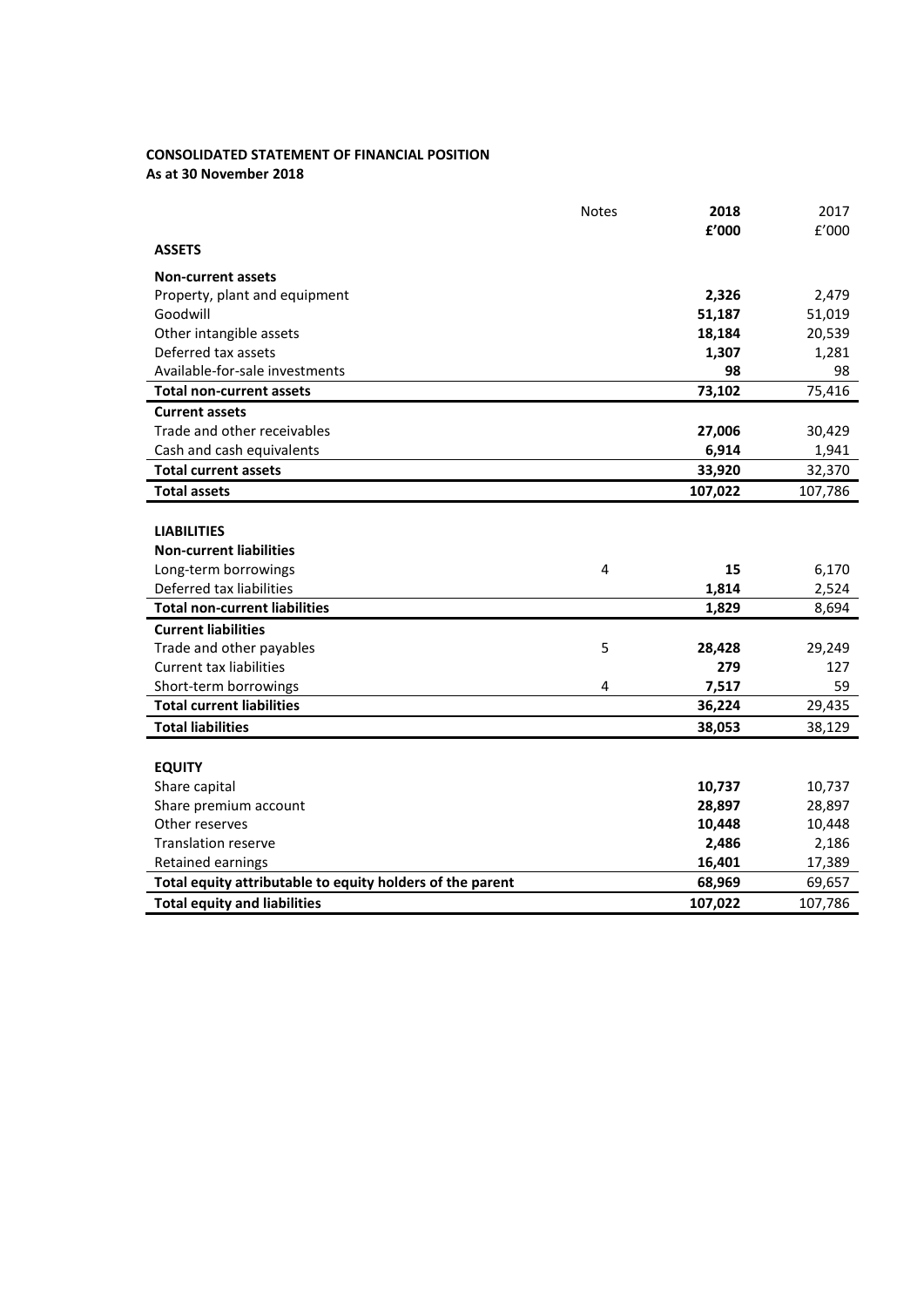**CONSOLIDATED STATEMENT OF FINANCIAL POSITION**
**As at 30 November 2018**

| | Notes | 2018<br>£'000 | 2017<br>£'000 |
|---|---|---|---|
| **ASSETS** | | | |
| **Non-current assets** | | | |
| Property, plant and equipment | | **2,326** | 2,479 |
| Goodwill | | **51,187** | 51,019 |
| Other intangible assets | | **18,184** | 20,539 |
| Deferred tax assets | | **1,307** | 1,281 |
| Available-for-sale investments | | **98** | 98 |
| **Total non-current assets** | | **73,102** | 75,416 |
| **Current assets** | | | |
| Trade and other receivables | | **27,006** | 30,429 |
| Cash and cash equivalents | | **6,914** | 1,941 |
| **Total current assets** | | **33,920** | 32,370 |
| **Total assets** | | **107,022** | 107,786 |
| | | | |
| **LIABILITIES** | | | |
| **Non-current liabilities** | | | |
| Long-term borrowings | 4 | **15** | 6,170 |
| Deferred tax liabilities | | **1,814** | 2,524 |
| **Total non-current liabilities** | | **1,829** | 8,694 |
| **Current liabilities** | | | |
| Trade and other payables | 5 | **28,428** | 29,249 |
| Current tax liabilities | | **279** | 127 |
| Short-term borrowings | 4 | **7,517** | 59 |
| **Total current liabilities** | | **36,224** | 29,435 |
| **Total liabilities** | | **38,053** | 38,129 |
| | | | |
| **EQUITY** | | | |
| Share capital | | **10,737** | 10,737 |
| Share premium account | | **28,897** | 28,897 |
| Other reserves | | **10,448** | 10,448 |
| Translation reserve | | **2,486** | 2,186 |
| Retained earnings | | **16,401** | 17,389 |
| **Total equity attributable to equity holders of the parent** | | **68,969** | 69,657 |
| **Total equity and liabilities** | | **107,022** | 107,786 |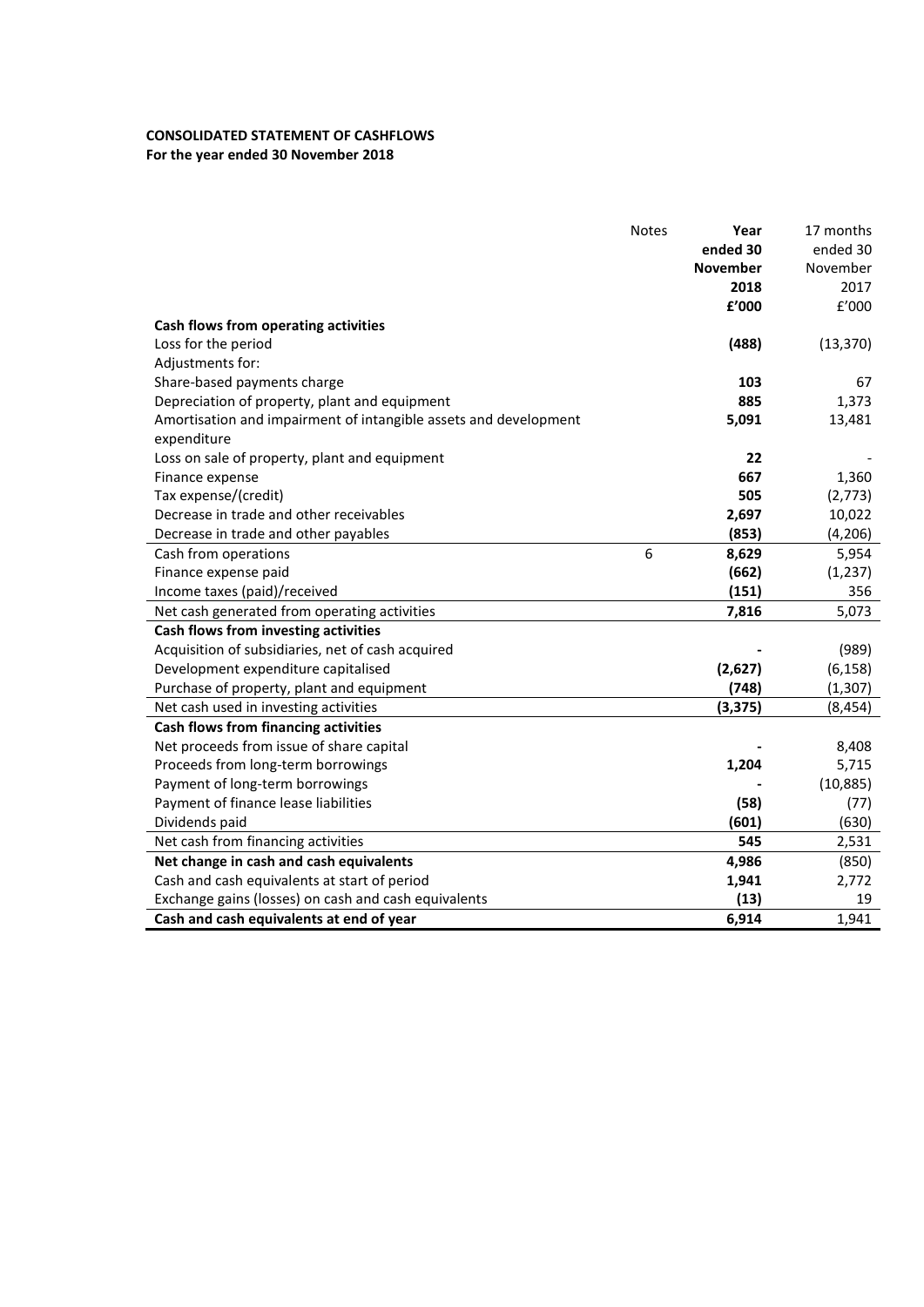**CONSOLIDATED STATEMENT OF CASHFLOWS**
**For the year ended 30 November 2018**

| | Notes | **Year ended 30 November 2018 £'000** | 17 months ended 30 November 2017 £'000 |
|---|---|---|---|
| **Cash flows from operating activities** | | | |
| Loss for the period | | **(488)** | (13,370) |
| Adjustments for: | | | |
| Share-based payments charge | | **103** | 67 |
| Depreciation of property, plant and equipment | | **885** | 1,373 |
| Amortisation and impairment of intangible assets and development expenditure | | **5,091** | 13,481 |
| Loss on sale of property, plant and equipment | | **22** | - |
| Finance expense | | **667** | 1,360 |
| Tax expense/(credit) | | **505** | (2,773) |
| Decrease in trade and other receivables | | **2,697** | 10,022 |
| Decrease in trade and other payables | | **(853)** | (4,206) |
| Cash from operations | 6 | **8,629** | 5,954 |
| Finance expense paid | | **(662)** | (1,237) |
| Income taxes (paid)/received | | **(151)** | 356 |
| Net cash generated from operating activities | | **7,816** | 5,073 |
| **Cash flows from investing activities** | | | |
| Acquisition of subsidiaries, net of cash acquired | | **-** | (989) |
| Development expenditure capitalised | | **(2,627)** | (6,158) |
| Purchase of property, plant and equipment | | **(748)** | (1,307) |
| Net cash used in investing activities | | **(3,375)** | (8,454) |
| **Cash flows from financing activities** | | | |
| Net proceeds from issue of share capital | | **-** | 8,408 |
| Proceeds from long-term borrowings | | **1,204** | 5,715 |
| Payment of long-term borrowings | | **-** | (10,885) |
| Payment of finance lease liabilities | | **(58)** | (77) |
| Dividends paid | | **(601)** | (630) |
| Net cash from financing activities | | **545** | 2,531 |
| **Net change in cash and cash equivalents** | | **4,986** | (850) |
| Cash and cash equivalents at start of period | | **1,941** | 2,772 |
| Exchange gains (losses) on cash and cash equivalents | | **(13)** | 19 |
| **Cash and cash equivalents at end of year** | | **6,914** | 1,941 |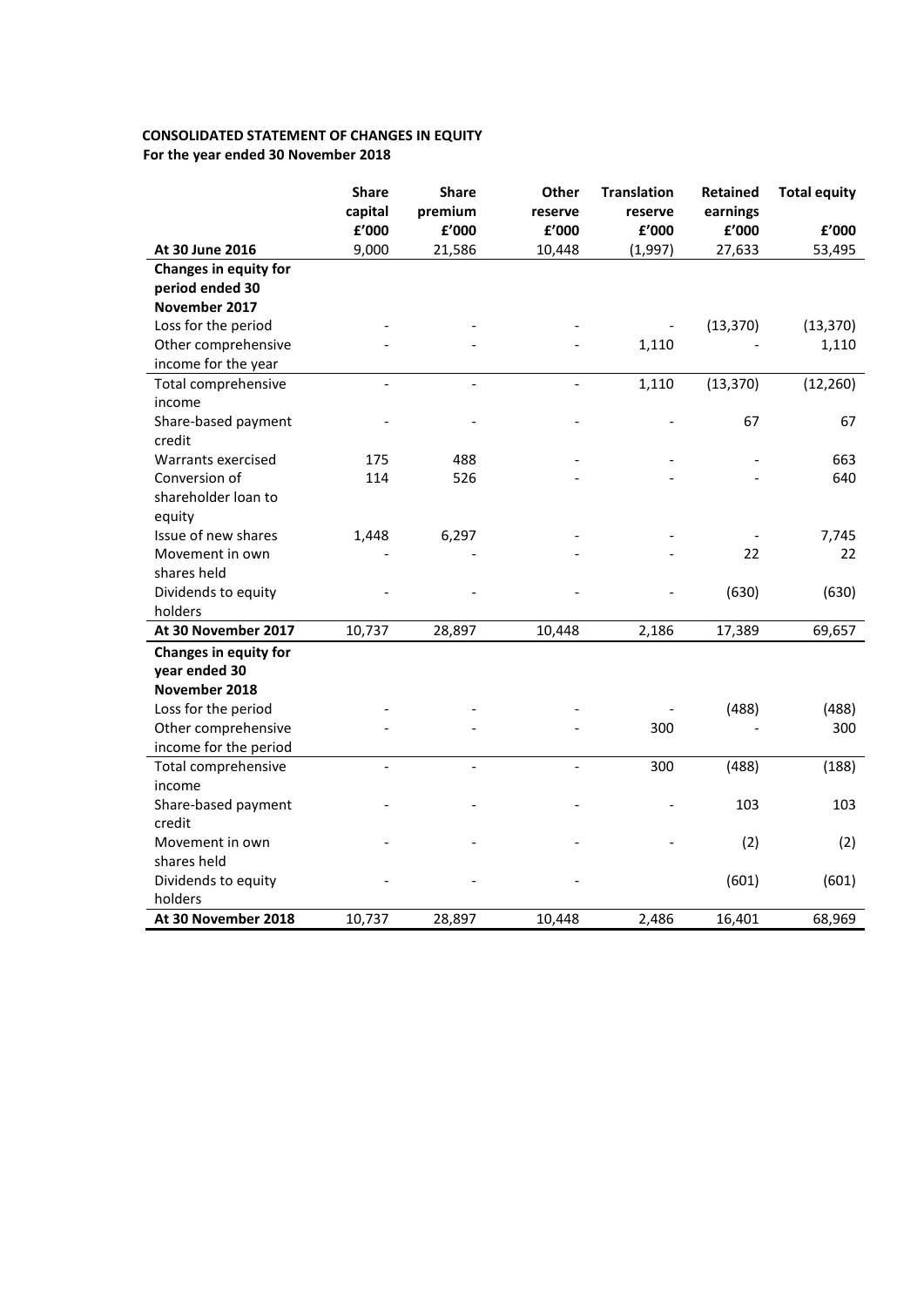**CONSOLIDATED STATEMENT OF CHANGES IN EQUITY**
**For the year ended 30 November 2018**

| | Share capital £'000 | Share premium £'000 | Other reserve £'000 | Translation reserve £'000 | Retained earnings £'000 | Total equity £'000 |
|---|---|---|---|---|---|---|
| **At 30 June 2016** | 9,000 | 21,586 | 10,448 | (1,997) | 27,633 | 53,495 |
| **Changes in equity for period ended 30 November 2017** | | | | | | |
| Loss for the period | - | - | - | - | (13,370) | (13,370) |
| Other comprehensive income for the year | - | - | - | 1,110 | - | 1,110 |
| Total comprehensive income | - | - | - | 1,110 | (13,370) | (12,260) |
| Share-based payment credit | - | - | - | - | 67 | 67 |
| Warrants exercised | 175 | 488 | - | - | - | 663 |
| Conversion of shareholder loan to equity | 114 | 526 | - | - | - | 640 |
| Issue of new shares | 1,448 | 6,297 | - | - | - | 7,745 |
| Movement in own shares held | - | - | - | - | 22 | 22 |
| Dividends to equity holders | - | - | - | - | (630) | (630) |
| **At 30 November 2017** | 10,737 | 28,897 | 10,448 | 2,186 | 17,389 | 69,657 |
| **Changes in equity for year ended 30 November 2018** | | | | | | |
| Loss for the period | - | - | - | - | (488) | (488) |
| Other comprehensive income for the period | - | - | - | 300 | - | 300 |
| Total comprehensive income | - | - | - | 300 | (488) | (188) |
| Share-based payment credit | - | - | - | - | 103 | 103 |
| Movement in own shares held | - | - | - | - | (2) | (2) |
| Dividends to equity holders | - | - | - | | (601) | (601) |
| **At 30 November 2018** | 10,737 | 28,897 | 10,448 | 2,486 | 16,401 | 68,969 |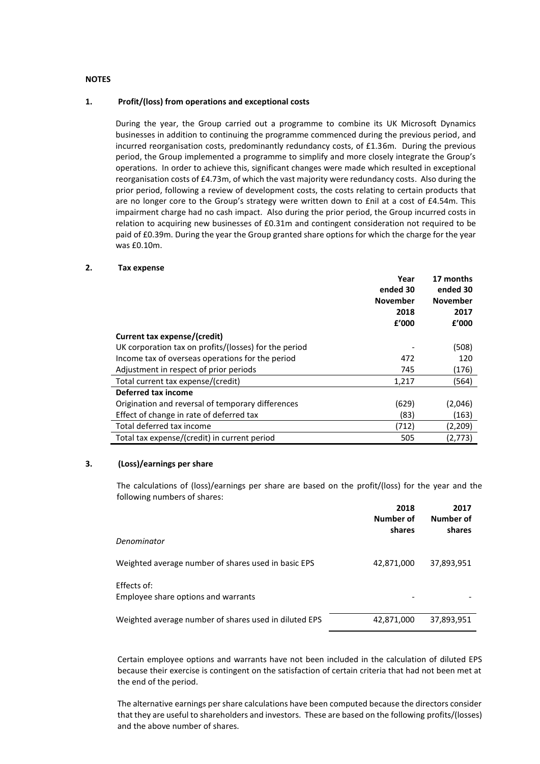**NOTES**

**1. Profit/(loss) from operations and exceptional costs**

During the year, the Group carried out a programme to combine its UK Microsoft Dynamics businesses in addition to continuing the programme commenced during the previous period, and incurred reorganisation costs, predominantly redundancy costs, of £1.36m. During the previous period, the Group implemented a programme to simplify and more closely integrate the Group's operations. In order to achieve this, significant changes were made which resulted in exceptional reorganisation costs of £4.73m, of which the vast majority were redundancy costs. Also during the prior period, following a review of development costs, the costs relating to certain products that are no longer core to the Group's strategy were written down to £nil at a cost of £4.54m. This impairment charge had no cash impact. Also during the prior period, the Group incurred costs in relation to acquiring new businesses of £0.31m and contingent consideration not required to be paid of £0.39m. During the year the Group granted share options for which the charge for the year was £0.10m.

**2. Tax expense**

| | Year ended 30 November 2018 £'000 | 17 months ended 30 November 2017 £'000 |
|---|---|---|
| **Current tax expense/(credit)** | | |
| UK corporation tax on profits/(losses) for the period | - | (508) |
| Income tax of overseas operations for the period | 472 | 120 |
| Adjustment in respect of prior periods | 745 | (176) |
| Total current tax expense/(credit) | 1,217 | (564) |
| **Deferred tax income** | | |
| Origination and reversal of temporary differences | (629) | (2,046) |
| Effect of change in rate of deferred tax | (83) | (163) |
| Total deferred tax income | (712) | (2,209) |
| Total tax expense/(credit) in current period | 505 | (2,773) |

**3. (Loss)/earnings per share**

The calculations of (loss)/earnings per share are based on the profit/(loss) for the year and the following numbers of shares:

| | 2018 Number of shares | 2017 Number of shares |
|---|---|---|
| *Denominator* | | |
| Weighted average number of shares used in basic EPS | 42,871,000 | 37,893,951 |
| Effects of: | | |
| Employee share options and warrants | - | - |
| Weighted average number of shares used in diluted EPS | 42,871,000 | 37,893,951 |

Certain employee options and warrants have not been included in the calculation of diluted EPS because their exercise is contingent on the satisfaction of certain criteria that had not been met at the end of the period.

The alternative earnings per share calculations have been computed because the directors consider that they are useful to shareholders and investors. These are based on the following profits/(losses) and the above number of shares.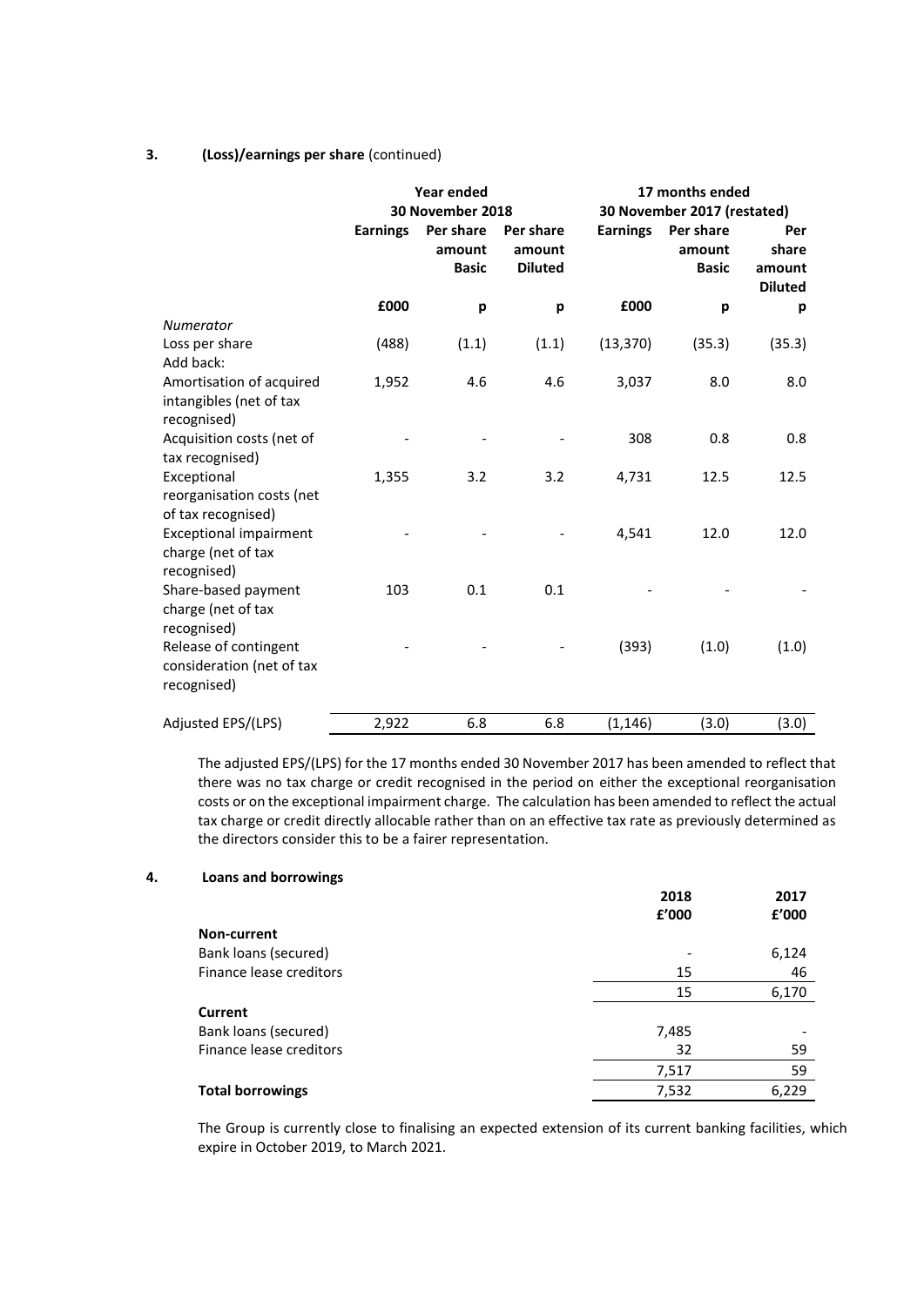### 3. (Loss)/earnings per share (continued)

| | Year ended 30 November 2018 | | | 17 months ended 30 November 2017 (restated) | | |
|---|---|---|---|---|---|---|
| | Earnings | Per share amount Basic | Per share amount Diluted | Earnings | Per share amount Basic | Per share amount Diluted |
| | £000 | p | p | £000 | p | p |
| *Numerator* | | | | | | |
| Loss per share | (488) | (1.1) | (1.1) | (13,370) | (35.3) | (35.3) |
| Add back: | | | | | | |
| Amortisation of acquired intangibles (net of tax recognised) | 1,952 | 4.6 | 4.6 | 3,037 | 8.0 | 8.0 |
| Acquisition costs (net of tax recognised) | - | - | - | 308 | 0.8 | 0.8 |
| Exceptional reorganisation costs (net of tax recognised) | 1,355 | 3.2 | 3.2 | 4,731 | 12.5 | 12.5 |
| Exceptional impairment charge (net of tax recognised) | - | - | - | 4,541 | 12.0 | 12.0 |
| Share-based payment charge (net of tax recognised) | 103 | 0.1 | 0.1 | - | - | - |
| Release of contingent consideration (net of tax recognised) | - | - | - | (393) | (1.0) | (1.0) |
| Adjusted EPS/(LPS) | 2,922 | 6.8 | 6.8 | (1,146) | (3.0) | (3.0) |

The adjusted EPS/(LPS) for the 17 months ended 30 November 2017 has been amended to reflect that there was no tax charge or credit recognised in the period on either the exceptional reorganisation costs or on the exceptional impairment charge. The calculation has been amended to reflect the actual tax charge or credit directly allocable rather than on an effective tax rate as previously determined as the directors consider this to be a fairer representation.

### 4. Loans and borrowings

| | 2018 £'000 | 2017 £'000 |
|---|---|---|
| **Non-current** | | |
| Bank loans (secured) | - | 6,124 |
| Finance lease creditors | 15 | 46 |
| | 15 | 6,170 |
| **Current** | | |
| Bank loans (secured) | 7,485 | - |
| Finance lease creditors | 32 | 59 |
| | 7,517 | 59 |
| **Total borrowings** | 7,532 | 6,229 |

The Group is currently close to finalising an expected extension of its current banking facilities, which expire in October 2019, to March 2021.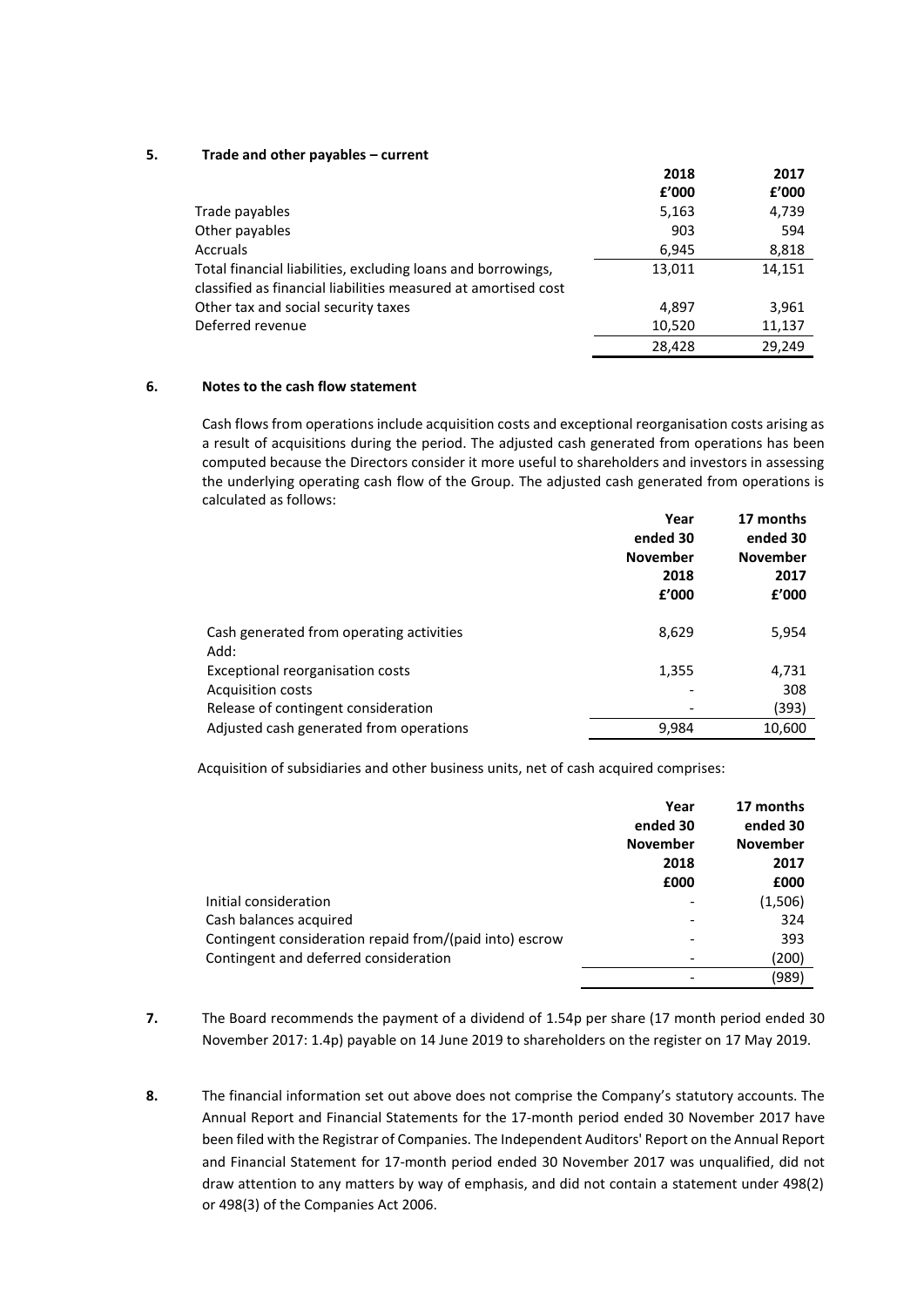**5. Trade and other payables – current**

| | 2018 £'000 | 2017 £'000 |
|---|---|---|
| Trade payables | 5,163 | 4,739 |
| Other payables | 903 | 594 |
| Accruals | 6,945 | 8,818 |
| Total financial liabilities, excluding loans and borrowings, classified as financial liabilities measured at amortised cost | 13,011 | 14,151 |
| Other tax and social security taxes | 4,897 | 3,961 |
| Deferred revenue | 10,520 | 11,137 |
| | 28,428 | 29,249 |

**6. Notes to the cash flow statement**

Cash flows from operations include acquisition costs and exceptional reorganisation costs arising as a result of acquisitions during the period. The adjusted cash generated from operations has been computed because the Directors consider it more useful to shareholders and investors in assessing the underlying operating cash flow of the Group. The adjusted cash generated from operations is calculated as follows:

| | Year ended 30 November 2018 £'000 | 17 months ended 30 November 2017 £'000 |
|---|---|---|
| Cash generated from operating activities | 8,629 | 5,954 |
| Add: | | |
| Exceptional reorganisation costs | 1,355 | 4,731 |
| Acquisition costs | - | 308 |
| Release of contingent consideration | - | (393) |
| Adjusted cash generated from operations | 9,984 | 10,600 |

Acquisition of subsidiaries and other business units, net of cash acquired comprises:

| | Year ended 30 November 2018 £000 | 17 months ended 30 November 2017 £000 |
|---|---|---|
| Initial consideration | - | (1,506) |
| Cash balances acquired | - | 324 |
| Contingent consideration repaid from/(paid into) escrow | - | 393 |
| Contingent and deferred consideration | - | (200) |
| | - | (989) |

**7.** The Board recommends the payment of a dividend of 1.54p per share (17 month period ended 30 November 2017: 1.4p) payable on 14 June 2019 to shareholders on the register on 17 May 2019.

**8.** The financial information set out above does not comprise the Company's statutory accounts. The Annual Report and Financial Statements for the 17-month period ended 30 November 2017 have been filed with the Registrar of Companies. The Independent Auditors' Report on the Annual Report and Financial Statement for 17-month period ended 30 November 2017 was unqualified, did not draw attention to any matters by way of emphasis, and did not contain a statement under 498(2) or 498(3) of the Companies Act 2006.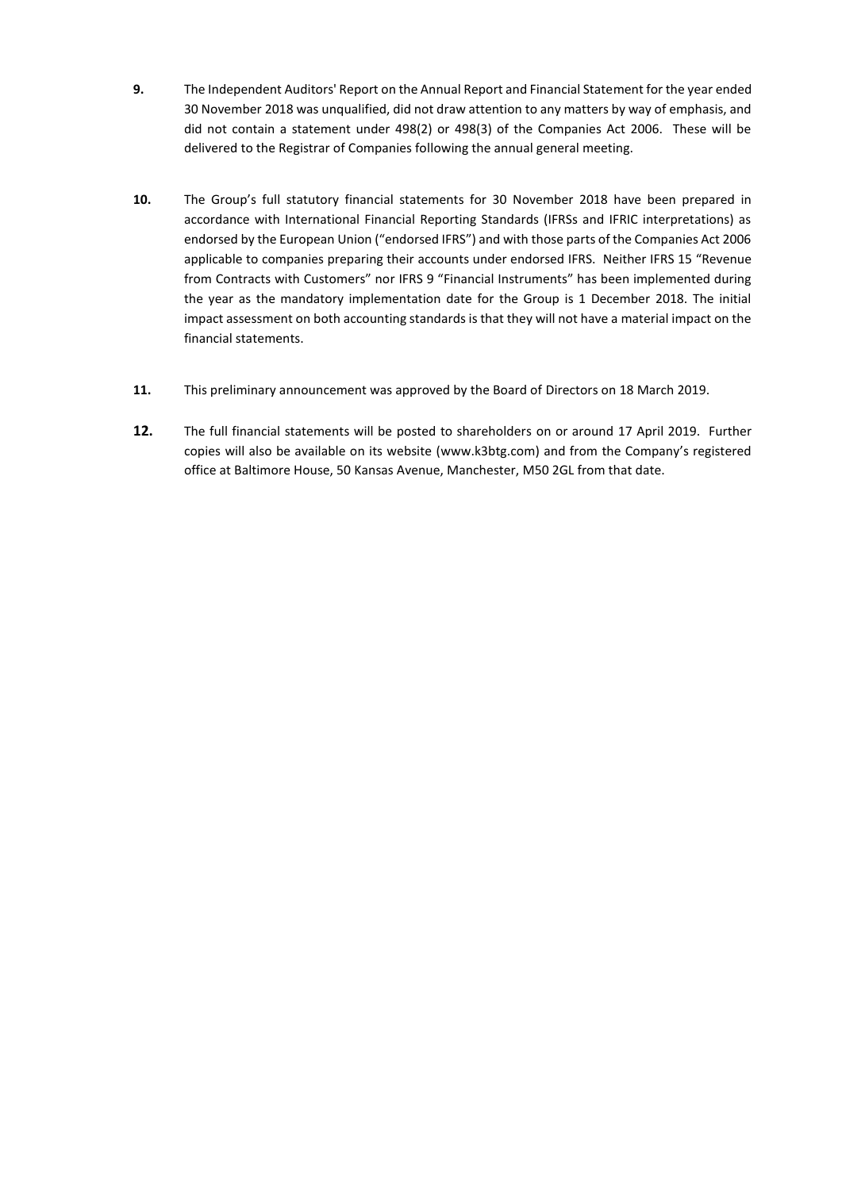**9.** The Independent Auditors' Report on the Annual Report and Financial Statement for the year ended 30 November 2018 was unqualified, did not draw attention to any matters by way of emphasis, and did not contain a statement under 498(2) or 498(3) of the Companies Act 2006. These will be delivered to the Registrar of Companies following the annual general meeting.

**10.** The Group's full statutory financial statements for 30 November 2018 have been prepared in accordance with International Financial Reporting Standards (IFRSs and IFRIC interpretations) as endorsed by the European Union ("endorsed IFRS") and with those parts of the Companies Act 2006 applicable to companies preparing their accounts under endorsed IFRS. Neither IFRS 15 "Revenue from Contracts with Customers" nor IFRS 9 "Financial Instruments" has been implemented during the year as the mandatory implementation date for the Group is 1 December 2018. The initial impact assessment on both accounting standards is that they will not have a material impact on the financial statements.

**11.** This preliminary announcement was approved by the Board of Directors on 18 March 2019.

**12.** The full financial statements will be posted to shareholders on or around 17 April 2019. Further copies will also be available on its website (www.k3btg.com) and from the Company's registered office at Baltimore House, 50 Kansas Avenue, Manchester, M50 2GL from that date.